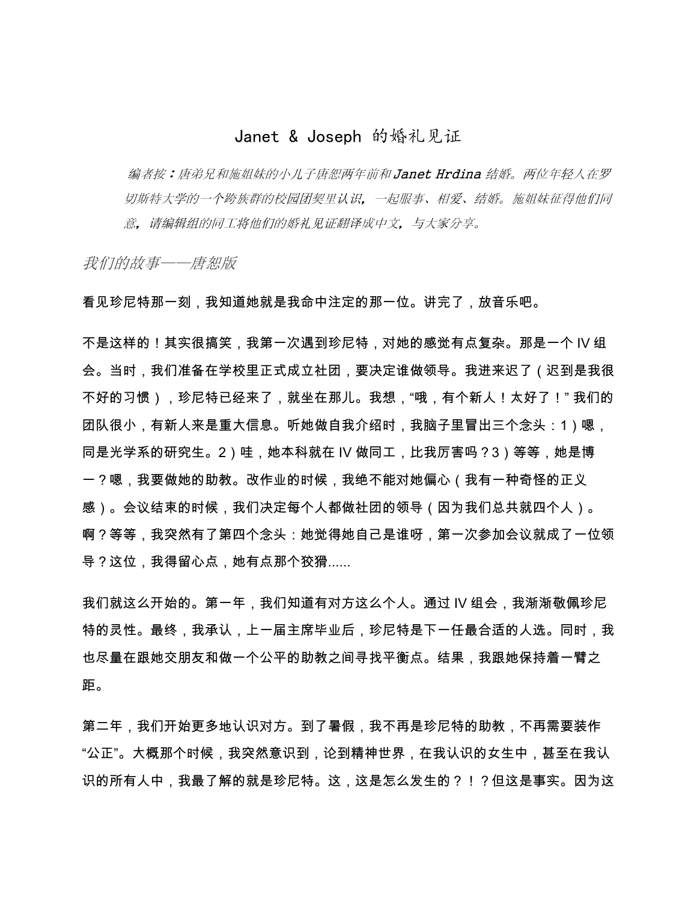# Janet & Joseph 的婚礼见证

> *编者按：唐弟兄和施姐妹的小儿子唐恕两年前和 Janet Hrdina 结婚。两位年轻人在罗切斯特大学的一个跨族群的校园团契里认识，一起服事、相爱、结婚。施姐妹征得他们同意，请编辑组的同工将他们的婚礼见证翻译成中文，与大家分享。*

## *我们的故事——唐恕版*

看见珍尼特那一刻，我知道她就是我命中注定的那一位。讲完了，放音乐吧。

不是这样的！其实很搞笑，我第一次遇到珍尼特，对她的感觉有点复杂。那是一个 IV 组会。当时，我们准备在学校里正式成立社团，要决定谁做领导。我进来迟了（迟到是我很不好的习惯），珍尼特已经来了，就坐在那儿。我想，“哦，有个新人！太好了！”我们的团队很小，有新人来是重大信息。听她做自我介绍时，我脑子里冒出三个念头：1）嗯，同是光学系的研究生。2）哇，她本科就在 IV 做同工，比我厉害吗？3）等等，她是博一？嗯，我要做她的助教。改作业的时候，我绝不能对她偏心（我有一种奇怪的正义感）。会议结束的时候，我们决定每个人都做社团的领导（因为我们总共就四个人）。啊？等等，我突然有了第四个念头：她觉得她自己是谁呀，第一次参加会议就成了一位领导？这位，我得留心点，她有点那个狡猾......

我们就这么开始的。第一年，我们知道有对方这么个人。通过 IV 组会，我渐渐敬佩珍尼特的灵性。最终，我承认，上一届主席毕业后，珍尼特是下一任最合适的人选。同时，我也尽量在跟她交朋友和做一个公平的助教之间寻找平衡点。结果，我跟她保持着一臂之距。

第二年，我们开始更多地认识对方。到了暑假，我不再是珍尼特的助教，不再需要装作“公正”。大概那个时候，我突然意识到，论到精神世界，在我认识的女生中，甚至在我认识的所有人中，我最了解的就是珍尼特。这，这是怎么发生的？！？但这是事实。因为这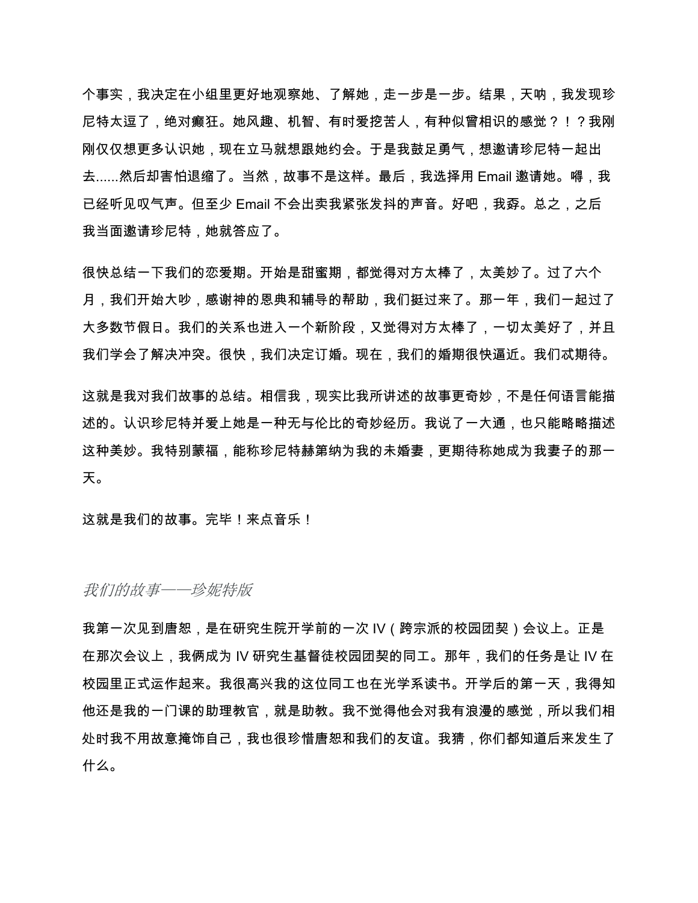个事实，我决定在小组里更好地观察她、了解她，走一步是一步。结果，天呐，我发现珍尼特太逗了，绝对癫狂。她风趣、机智、有时爱挖苦人，有种似曾相识的感觉？！？我刚刚仅仅想更多认识她，现在立马就想跟她约会。于是我鼓足勇气，想邀请珍尼特一起出去......然后却害怕退缩了。当然，故事不是这样。最后，我选择用 Email 邀请她。嘚，我已经听见叹气声。但至少 Email 不会出卖我紧张发抖的声音。好吧，我孬。总之，之后我当面邀请珍尼特，她就答应了。

很快总结一下我们的恋爱期。开始是甜蜜期，都觉得对方太棒了，太美妙了。过了六个月，我们开始大吵，感谢神的恩典和辅导的帮助，我们挺过来了。那一年，我们一起过了大多数节假日。我们的关系也进入一个新阶段，又觉得对方太棒了，一切太美好了，并且我们学会了解决冲突。很快，我们决定订婚。现在，我们的婚期很快逼近。我们忒期待。

这就是我对我们故事的总结。相信我，现实比我所讲述的故事更奇妙，不是任何语言能描述的。认识珍尼特并爱上她是一种无与伦比的奇妙经历。我说了一大通，也只能略略描述这种美妙。我特别蒙福，能称珍尼特赫第纳为我的未婚妻，更期待称她成为我妻子的那一天。

这就是我们的故事。完毕！来点音乐！

## *我们的故事——珍妮特版*

我第一次见到唐恕，是在研究生院开学前的一次 IV（跨宗派的校园团契）会议上。正是在那次会议上，我俩成为 IV 研究生基督徒校园团契的同工。那年，我们的任务是让 IV 在校园里正式运作起来。我很高兴我的这位同工也在光学系读书。开学后的第一天，我得知他还是我的一门课的助理教官，就是助教。我不觉得他会对我有浪漫的感觉，所以我们相处时我不用故意掩饰自己，我也很珍惜唐恕和我们的友谊。我猜，你们都知道后来发生了什么。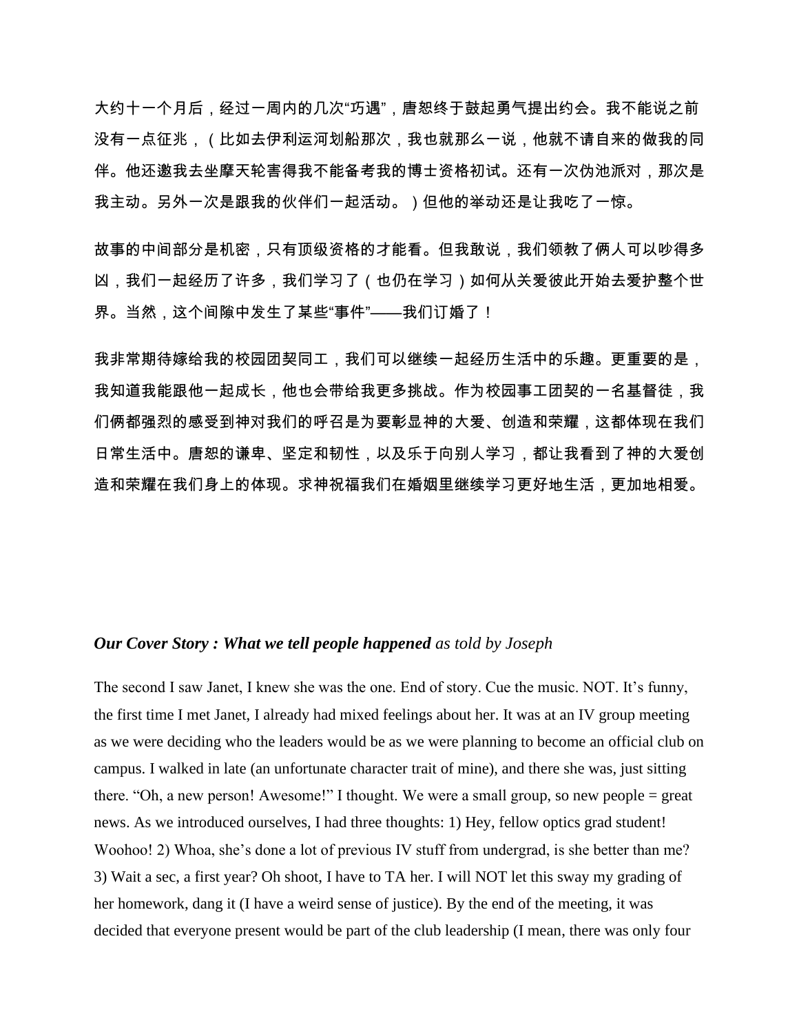大约十一个月后，经过一周内的几次“巧遇”，唐恕终于鼓起勇气提出约会。我不能说之前没有一点征兆，（比如去伊利运河划船那次，我也就那么一说，他就不请自来的做我的同伴。他还邀我去坐摩天轮害得我不能备考我的博士资格初试。还有一次伪池派对，那次是我主动。另外一次是跟我的伙伴们一起活动。）但他的举动还是让我吃了一惊。

故事的中间部分是机密，只有顶级资格的才能看。但我敢说，我们领教了俩人可以吵得多凶，我们一起经历了许多，我们学习了（也仍在学习）如何从关爱彼此开始去爱护整个世界。当然，这个间隙中发生了某些“事件”——我们订婚了！

我非常期待嫁给我的校园团契同工，我们可以继续一起经历生活中的乐趣。更重要的是，我知道我能跟他一起成长，他也会带给我更多挑战。作为校园事工团契的一名基督徒，我们俩都强烈的感受到神对我们的呼召是为要彰显神的大爱、创造和荣耀，这都体现在我们日常生活中。唐恕的谦卑、坚定和韧性，以及乐于向别人学习，都让我看到了神的大爱创造和荣耀在我们身上的体现。求神祝福我们在婚姻里继续学习更好地生活，更加地相爱。

***Our Cover Story : What we tell people happened*** *as told by Joseph*

The second I saw Janet, I knew she was the one. End of story. Cue the music. NOT. It’s funny, the first time I met Janet, I already had mixed feelings about her. It was at an IV group meeting as we were deciding who the leaders would be as we were planning to become an official club on campus. I walked in late (an unfortunate character trait of mine), and there she was, just sitting there. “Oh, a new person! Awesome!” I thought. We were a small group, so new people = great news. As we introduced ourselves, I had three thoughts: 1) Hey, fellow optics grad student! Woohoo! 2) Whoa, she’s done a lot of previous IV stuff from undergrad, is she better than me? 3) Wait a sec, a first year? Oh shoot, I have to TA her. I will NOT let this sway my grading of her homework, dang it (I have a weird sense of justice). By the end of the meeting, it was decided that everyone present would be part of the club leadership (I mean, there was only four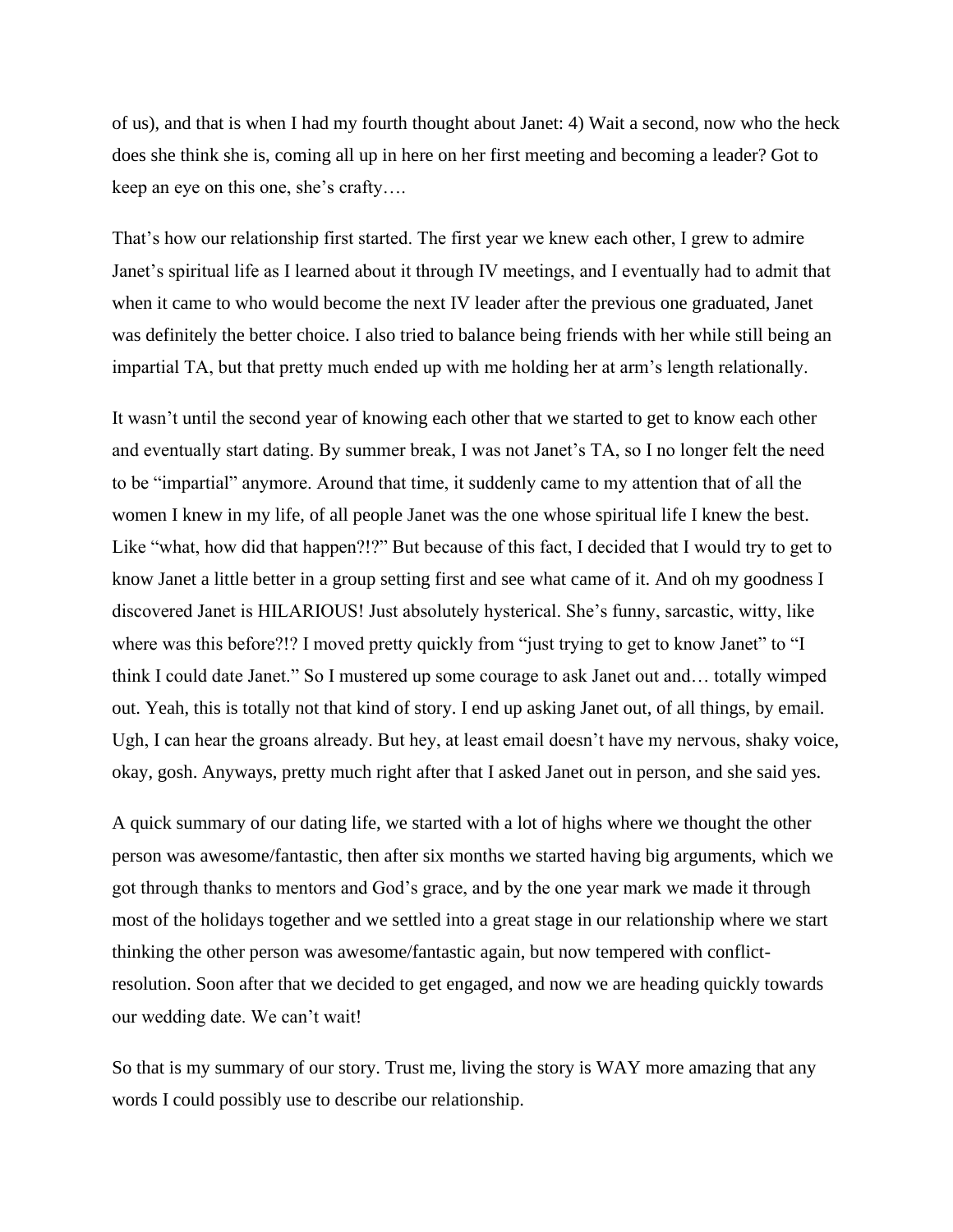of us), and that is when I had my fourth thought about Janet: 4) Wait a second, now who the heck does she think she is, coming all up in here on her first meeting and becoming a leader? Got to keep an eye on this one, she's crafty….

That's how our relationship first started. The first year we knew each other, I grew to admire Janet's spiritual life as I learned about it through IV meetings, and I eventually had to admit that when it came to who would become the next IV leader after the previous one graduated, Janet was definitely the better choice. I also tried to balance being friends with her while still being an impartial TA, but that pretty much ended up with me holding her at arm's length relationally.

It wasn't until the second year of knowing each other that we started to get to know each other and eventually start dating. By summer break, I was not Janet's TA, so I no longer felt the need to be "impartial" anymore. Around that time, it suddenly came to my attention that of all the women I knew in my life, of all people Janet was the one whose spiritual life I knew the best. Like "what, how did that happen?!?" But because of this fact, I decided that I would try to get to know Janet a little better in a group setting first and see what came of it. And oh my goodness I discovered Janet is HILARIOUS! Just absolutely hysterical. She's funny, sarcastic, witty, like where was this before?!? I moved pretty quickly from "just trying to get to know Janet" to "I think I could date Janet." So I mustered up some courage to ask Janet out and… totally wimped out. Yeah, this is totally not that kind of story. I end up asking Janet out, of all things, by email. Ugh, I can hear the groans already. But hey, at least email doesn't have my nervous, shaky voice, okay, gosh. Anyways, pretty much right after that I asked Janet out in person, and she said yes.

A quick summary of our dating life, we started with a lot of highs where we thought the other person was awesome/fantastic, then after six months we started having big arguments, which we got through thanks to mentors and God's grace, and by the one year mark we made it through most of the holidays together and we settled into a great stage in our relationship where we start thinking the other person was awesome/fantastic again, but now tempered with conflict-resolution. Soon after that we decided to get engaged, and now we are heading quickly towards our wedding date. We can't wait!

So that is my summary of our story. Trust me, living the story is WAY more amazing that any words I could possibly use to describe our relationship.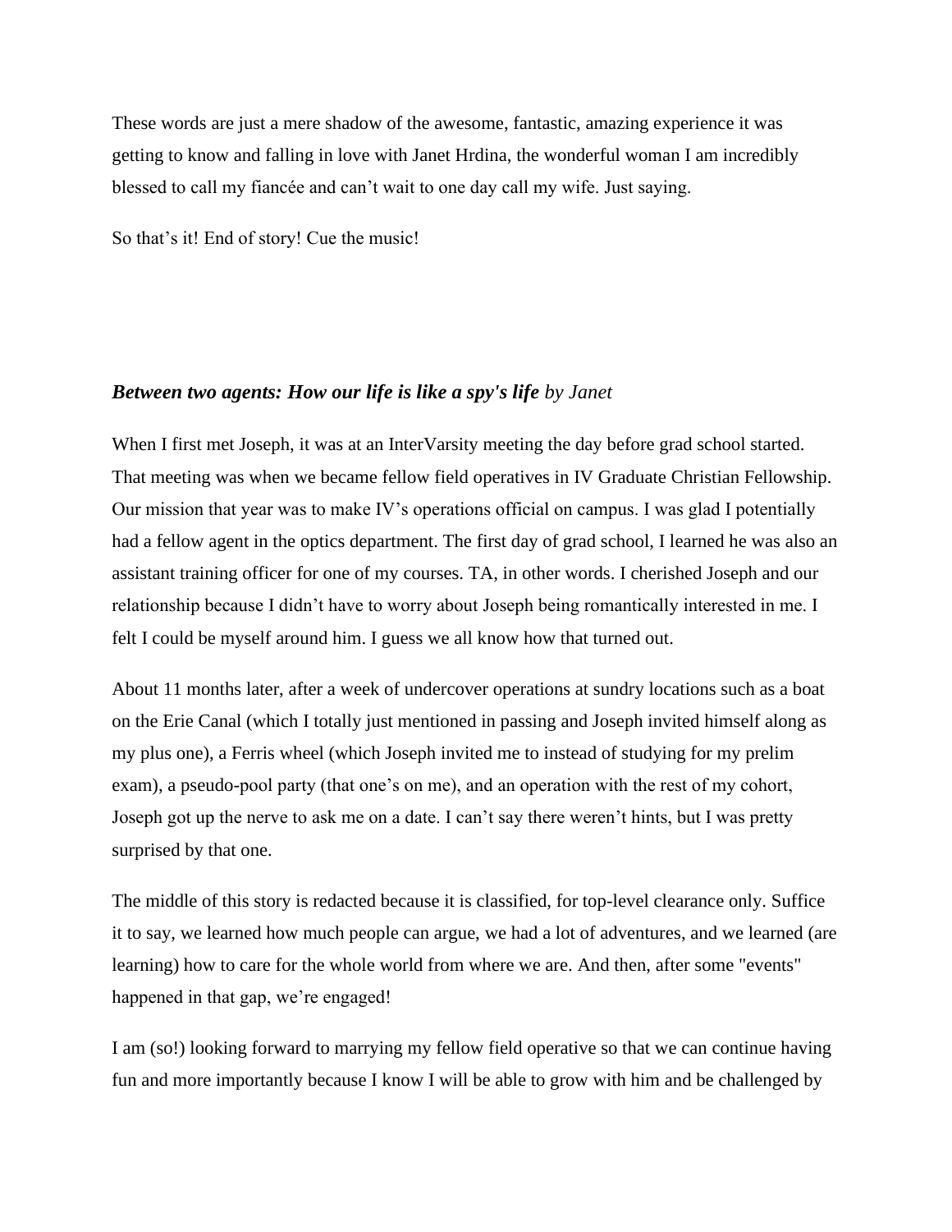These words are just a mere shadow of the awesome, fantastic, amazing experience it was getting to know and falling in love with Janet Hrdina, the wonderful woman I am incredibly blessed to call my fiancée and can't wait to one day call my wife. Just saying.

So that's it! End of story! Cue the music!

### ***Between two agents: How our life is like a spy's life*** *by Janet*

When I first met Joseph, it was at an InterVarsity meeting the day before grad school started. That meeting was when we became fellow field operatives in IV Graduate Christian Fellowship. Our mission that year was to make IV's operations official on campus. I was glad I potentially had a fellow agent in the optics department. The first day of grad school, I learned he was also an assistant training officer for one of my courses. TA, in other words. I cherished Joseph and our relationship because I didn't have to worry about Joseph being romantically interested in me. I felt I could be myself around him. I guess we all know how that turned out.

About 11 months later, after a week of undercover operations at sundry locations such as a boat on the Erie Canal (which I totally just mentioned in passing and Joseph invited himself along as my plus one), a Ferris wheel (which Joseph invited me to instead of studying for my prelim exam), a pseudo-pool party (that one's on me), and an operation with the rest of my cohort, Joseph got up the nerve to ask me on a date. I can't say there weren't hints, but I was pretty surprised by that one.

The middle of this story is redacted because it is classified, for top-level clearance only. Suffice it to say, we learned how much people can argue, we had a lot of adventures, and we learned (are learning) how to care for the whole world from where we are. And then, after some "events" happened in that gap, we're engaged!

I am (so!) looking forward to marrying my fellow field operative so that we can continue having fun and more importantly because I know I will be able to grow with him and be challenged by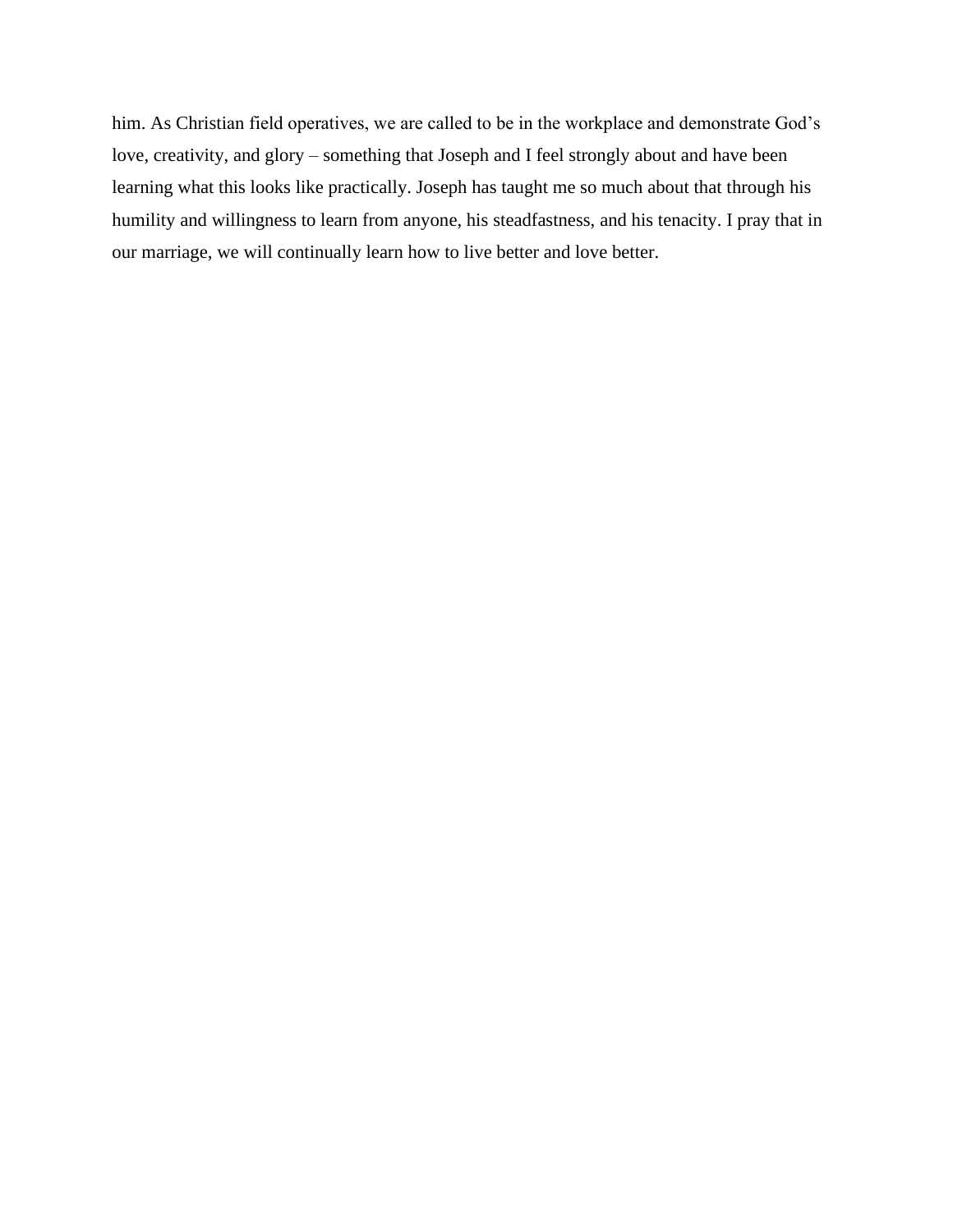him. As Christian field operatives, we are called to be in the workplace and demonstrate God's love, creativity, and glory – something that Joseph and I feel strongly about and have been learning what this looks like practically. Joseph has taught me so much about that through his humility and willingness to learn from anyone, his steadfastness, and his tenacity. I pray that in our marriage, we will continually learn how to live better and love better.